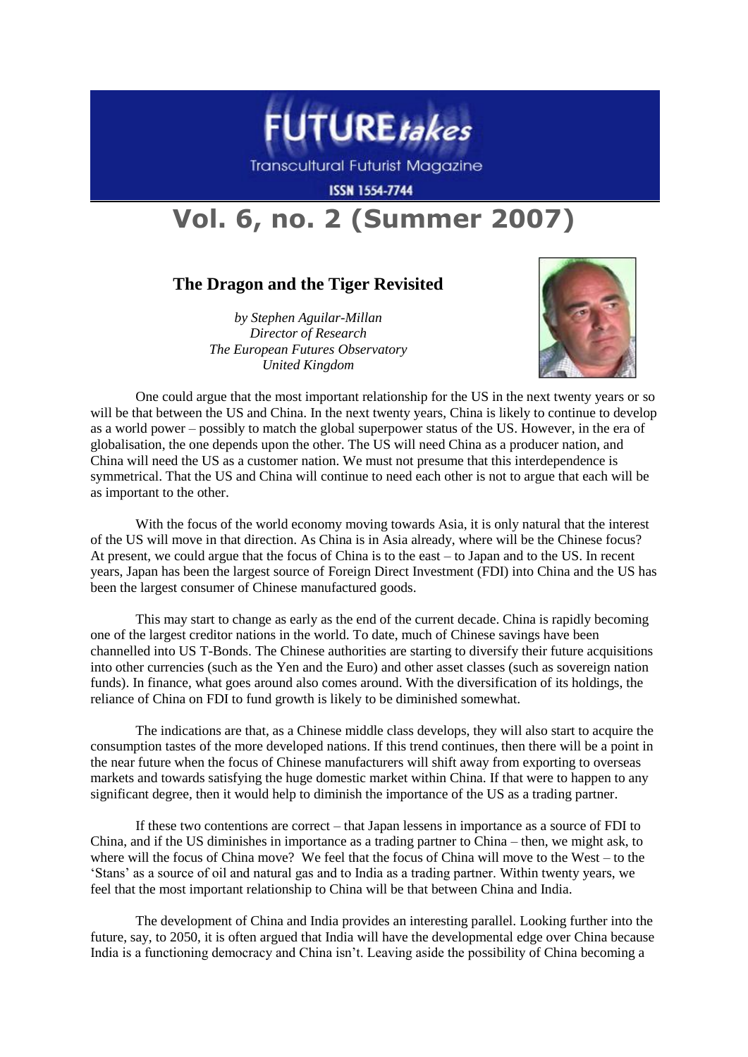# FUTURE*takes*

Transcultural Futurist Magazine

ISSN 1554-7744

# Vol. 6, no. 2 (Summer 2007)

## The Dragon and the Tiger Revisited

*by Stephen Aguilar-Millan*
*Director of Research*
*The European Futures Observatory*
*United Kingdom*

One could argue that the most important relationship for the US in the next twenty years or so will be that between the US and China. In the next twenty years, China is likely to continue to develop as a world power – possibly to match the global superpower status of the US. However, in the era of globalisation, the one depends upon the other. The US will need China as a producer nation, and China will need the US as a customer nation. We must not presume that this interdependence is symmetrical. That the US and China will continue to need each other is not to argue that each will be as important to the other.

With the focus of the world economy moving towards Asia, it is only natural that the interest of the US will move in that direction. As China is in Asia already, where will be the Chinese focus? At present, we could argue that the focus of China is to the east – to Japan and to the US. In recent years, Japan has been the largest source of Foreign Direct Investment (FDI) into China and the US has been the largest consumer of Chinese manufactured goods.

This may start to change as early as the end of the current decade. China is rapidly becoming one of the largest creditor nations in the world. To date, much of Chinese savings have been channelled into US T-Bonds. The Chinese authorities are starting to diversify their future acquisitions into other currencies (such as the Yen and the Euro) and other asset classes (such as sovereign nation funds). In finance, what goes around also comes around. With the diversification of its holdings, the reliance of China on FDI to fund growth is likely to be diminished somewhat.

The indications are that, as a Chinese middle class develops, they will also start to acquire the consumption tastes of the more developed nations. If this trend continues, then there will be a point in the near future when the focus of Chinese manufacturers will shift away from exporting to overseas markets and towards satisfying the huge domestic market within China. If that were to happen to any significant degree, then it would help to diminish the importance of the US as a trading partner.

If these two contentions are correct – that Japan lessens in importance as a source of FDI to China, and if the US diminishes in importance as a trading partner to China – then, we might ask, to where will the focus of China move? We feel that the focus of China will move to the West – to the 'Stans' as a source of oil and natural gas and to India as a trading partner. Within twenty years, we feel that the most important relationship to China will be that between China and India.

The development of China and India provides an interesting parallel. Looking further into the future, say, to 2050, it is often argued that India will have the developmental edge over China because India is a functioning democracy and China isn't. Leaving aside the possibility of China becoming a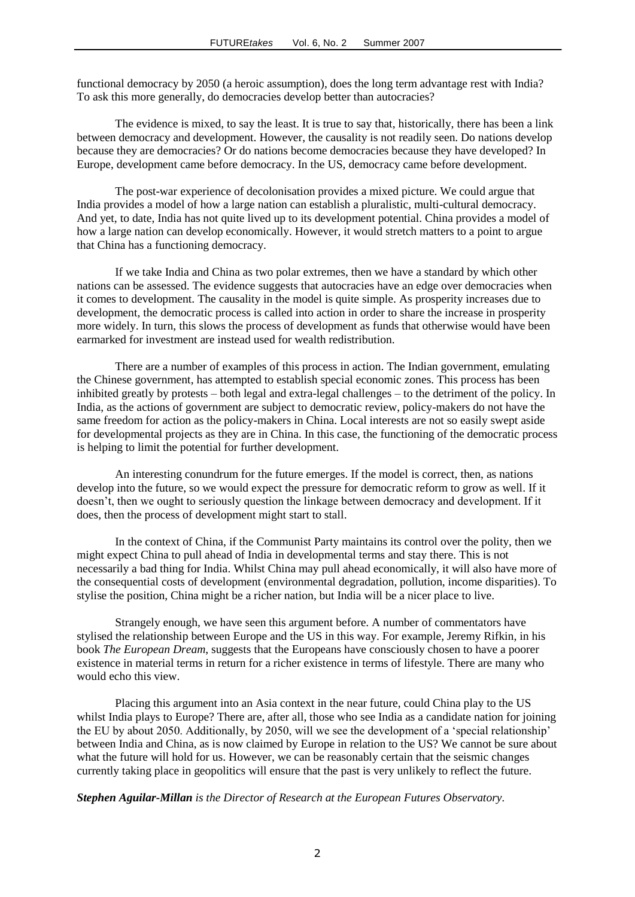functional democracy by 2050 (a heroic assumption), does the long term advantage rest with India? To ask this more generally, do democracies develop better than autocracies?

The evidence is mixed, to say the least. It is true to say that, historically, there has been a link between democracy and development. However, the causality is not readily seen. Do nations develop because they are democracies? Or do nations become democracies because they have developed? In Europe, development came before democracy. In the US, democracy came before development.

The post-war experience of decolonisation provides a mixed picture. We could argue that India provides a model of how a large nation can establish a pluralistic, multi-cultural democracy. And yet, to date, India has not quite lived up to its development potential. China provides a model of how a large nation can develop economically. However, it would stretch matters to a point to argue that China has a functioning democracy.

If we take India and China as two polar extremes, then we have a standard by which other nations can be assessed. The evidence suggests that autocracies have an edge over democracies when it comes to development. The causality in the model is quite simple. As prosperity increases due to development, the democratic process is called into action in order to share the increase in prosperity more widely. In turn, this slows the process of development as funds that otherwise would have been earmarked for investment are instead used for wealth redistribution.

There are a number of examples of this process in action. The Indian government, emulating the Chinese government, has attempted to establish special economic zones. This process has been inhibited greatly by protests – both legal and extra-legal challenges – to the detriment of the policy. In India, as the actions of government are subject to democratic review, policy-makers do not have the same freedom for action as the policy-makers in China. Local interests are not so easily swept aside for developmental projects as they are in China. In this case, the functioning of the democratic process is helping to limit the potential for further development.

An interesting conundrum for the future emerges. If the model is correct, then, as nations develop into the future, so we would expect the pressure for democratic reform to grow as well. If it doesn't, then we ought to seriously question the linkage between democracy and development. If it does, then the process of development might start to stall.

In the context of China, if the Communist Party maintains its control over the polity, then we might expect China to pull ahead of India in developmental terms and stay there. This is not necessarily a bad thing for India. Whilst China may pull ahead economically, it will also have more of the consequential costs of development (environmental degradation, pollution, income disparities). To stylise the position, China might be a richer nation, but India will be a nicer place to live.

Strangely enough, we have seen this argument before. A number of commentators have stylised the relationship between Europe and the US in this way. For example, Jeremy Rifkin, in his book *The European Dream*, suggests that the Europeans have consciously chosen to have a poorer existence in material terms in return for a richer existence in terms of lifestyle. There are many who would echo this view.

Placing this argument into an Asia context in the near future, could China play to the US whilst India plays to Europe? There are, after all, those who see India as a candidate nation for joining the EU by about 2050. Additionally, by 2050, will we see the development of a 'special relationship' between India and China, as is now claimed by Europe in relation to the US? We cannot be sure about what the future will hold for us. However, we can be reasonably certain that the seismic changes currently taking place in geopolitics will ensure that the past is very unlikely to reflect the future.

***Stephen Aguilar-Millan*** *is the Director of Research at the European Futures Observatory.*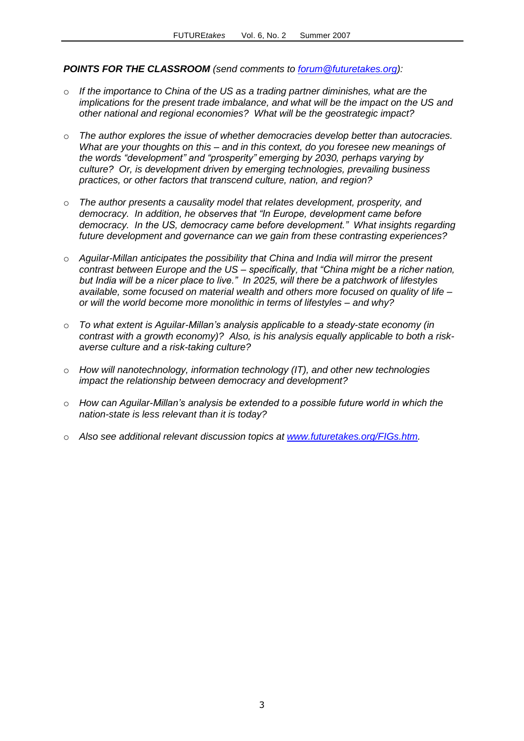***POINTS FOR THE CLASSROOM*** *(send comments to [forum@futuretakes.org](mailto:forum@futuretakes.org)):*

- *If the importance to China of the US as a trading partner diminishes, what are the implications for the present trade imbalance, and what will be the impact on the US and other national and regional economies? What will be the geostrategic impact?*
- *The author explores the issue of whether democracies develop better than autocracies. What are your thoughts on this – and in this context, do you foresee new meanings of the words "development" and "prosperity" emerging by 2030, perhaps varying by culture? Or, is development driven by emerging technologies, prevailing business practices, or other factors that transcend culture, nation, and region?*
- *The author presents a causality model that relates development, prosperity, and democracy. In addition, he observes that "In Europe, development came before democracy. In the US, democracy came before development." What insights regarding future development and governance can we gain from these contrasting experiences?*
- *Aguilar-Millan anticipates the possibility that China and India will mirror the present contrast between Europe and the US – specifically, that "China might be a richer nation, but India will be a nicer place to live." In 2025, will there be a patchwork of lifestyles available, some focused on material wealth and others more focused on quality of life – or will the world become more monolithic in terms of lifestyles – and why?*
- *To what extent is Aguilar-Millan's analysis applicable to a steady-state economy (in contrast with a growth economy)? Also, is his analysis equally applicable to both a risk-averse culture and a risk-taking culture?*
- *How will nanotechnology, information technology (IT), and other new technologies impact the relationship between democracy and development?*
- *How can Aguilar-Millan's analysis be extended to a possible future world in which the nation-state is less relevant than it is today?*
- *Also see additional relevant discussion topics at [www.futuretakes.org/FIGs.htm](http://www.futuretakes.org/FIGs.htm).*